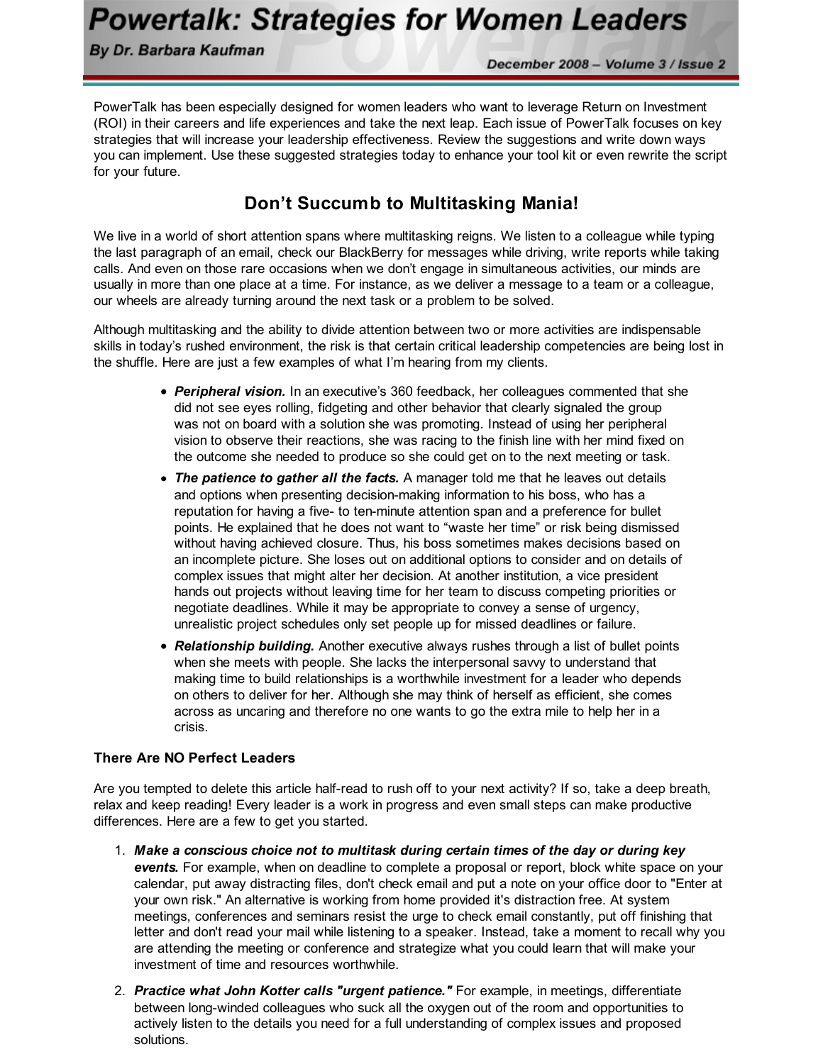# Powertalk: Strategies for Women Leaders

**By Dr. Barbara Kaufman**

December 2008 – Volume 3 / Issue 2

PowerTalk has been especially designed for women leaders who want to leverage Return on Investment (ROI) in their careers and life experiences and take the next leap. Each issue of PowerTalk focuses on key strategies that will increase your leadership effectiveness. Review the suggestions and write down ways you can implement. Use these suggested strategies today to enhance your tool kit or even rewrite the script for your future.

## Don't Succumb to Multitasking Mania!

We live in a world of short attention spans where multitasking reigns. We listen to a colleague while typing the last paragraph of an email, check our BlackBerry for messages while driving, write reports while taking calls. And even on those rare occasions when we don't engage in simultaneous activities, our minds are usually in more than one place at a time. For instance, as we deliver a message to a team or a colleague, our wheels are already turning around the next task or a problem to be solved.

Although multitasking and the ability to divide attention between two or more activities are indispensable skills in today's rushed environment, the risk is that certain critical leadership competencies are being lost in the shuffle. Here are just a few examples of what I'm hearing from my clients.

- ***Peripheral vision.*** In an executive's 360 feedback, her colleagues commented that she did not see eyes rolling, fidgeting and other behavior that clearly signaled the group was not on board with a solution she was promoting. Instead of using her peripheral vision to observe their reactions, she was racing to the finish line with her mind fixed on the outcome she needed to produce so she could get on to the next meeting or task.
- ***The patience to gather all the facts.*** A manager told me that he leaves out details and options when presenting decision-making information to his boss, who has a reputation for having a five- to ten-minute attention span and a preference for bullet points. He explained that he does not want to "waste her time" or risk being dismissed without having achieved closure. Thus, his boss sometimes makes decisions based on an incomplete picture. She loses out on additional options to consider and on details of complex issues that might alter her decision. At another institution, a vice president hands out projects without leaving time for her team to discuss competing priorities or negotiate deadlines. While it may be appropriate to convey a sense of urgency, unrealistic project schedules only set people up for missed deadlines or failure.
- ***Relationship building.*** Another executive always rushes through a list of bullet points when she meets with people. She lacks the interpersonal savvy to understand that making time to build relationships is a worthwhile investment for a leader who depends on others to deliver for her. Although she may think of herself as efficient, she comes across as uncaring and therefore no one wants to go the extra mile to help her in a crisis.

### There Are NO Perfect Leaders

Are you tempted to delete this article half-read to rush off to your next activity? If so, take a deep breath, relax and keep reading! Every leader is a work in progress and even small steps can make productive differences. Here are a few to get you started.

1. ***Make a conscious choice not to multitask during certain times of the day or during key events.*** For example, when on deadline to complete a proposal or report, block white space on your calendar, put away distracting files, don't check email and put a note on your office door to "Enter at your own risk." An alternative is working from home provided it's distraction free. At system meetings, conferences and seminars resist the urge to check email constantly, put off finishing that letter and don't read your mail while listening to a speaker. Instead, take a moment to recall why you are attending the meeting or conference and strategize what you could learn that will make your investment of time and resources worthwhile.
2. ***Practice what John Kotter calls "urgent patience."*** For example, in meetings, differentiate between long-winded colleagues who suck all the oxygen out of the room and opportunities to actively listen to the details you need for a full understanding of complex issues and proposed solutions.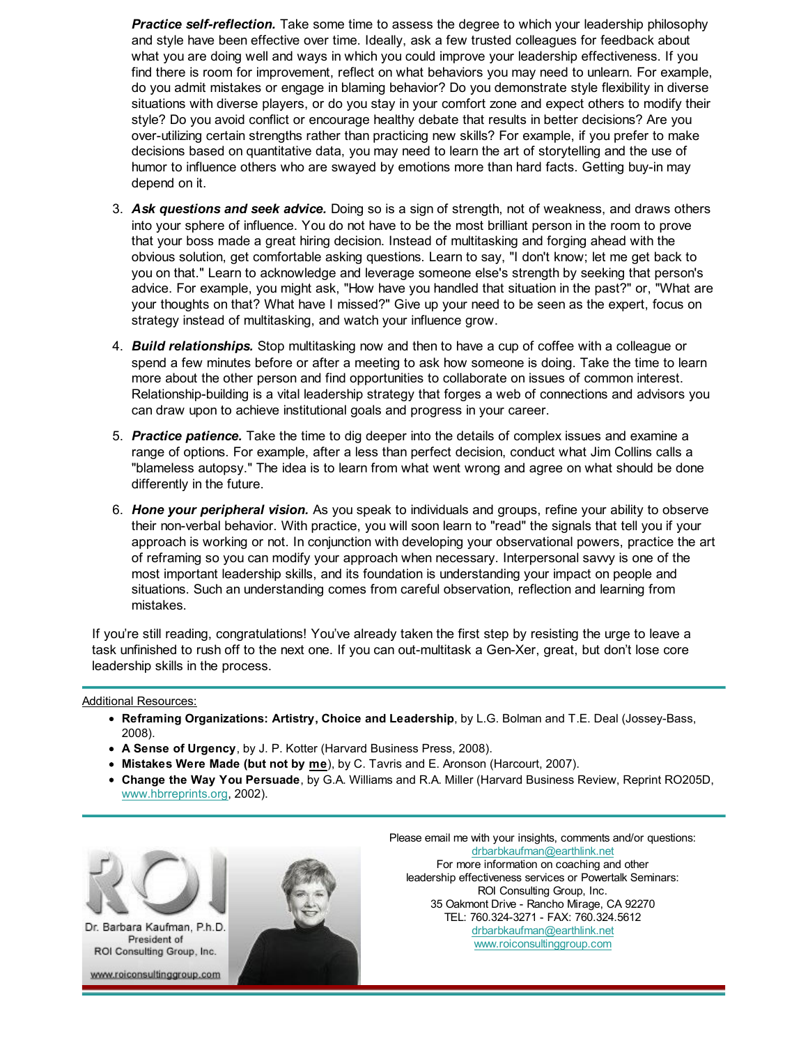**Practice self-reflection.** Take some time to assess the degree to which your leadership philosophy and style have been effective over time. Ideally, ask a few trusted colleagues for feedback about what you are doing well and ways in which you could improve your leadership effectiveness. If you find there is room for improvement, reflect on what behaviors you may need to unlearn. For example, do you admit mistakes or engage in blaming behavior? Do you demonstrate style flexibility in diverse situations with diverse players, or do you stay in your comfort zone and expect others to modify their style? Do you avoid conflict or encourage healthy debate that results in better decisions? Are you over-utilizing certain strengths rather than practicing new skills? For example, if you prefer to make decisions based on quantitative data, you may need to learn the art of storytelling and the use of humor to influence others who are swayed by emotions more than hard facts. Getting buy-in may depend on it.

3. ***Ask questions and seek advice.*** Doing so is a sign of strength, not of weakness, and draws others into your sphere of influence. You do not have to be the most brilliant person in the room to prove that your boss made a great hiring decision. Instead of multitasking and forging ahead with the obvious solution, get comfortable asking questions. Learn to say, "I don't know; let me get back to you on that." Learn to acknowledge and leverage someone else's strength by seeking that person's advice. For example, you might ask, "How have you handled that situation in the past?" or, "What are your thoughts on that? What have I missed?" Give up your need to be seen as the expert, focus on strategy instead of multitasking, and watch your influence grow.
4. ***Build relationships.*** Stop multitasking now and then to have a cup of coffee with a colleague or spend a few minutes before or after a meeting to ask how someone is doing. Take the time to learn more about the other person and find opportunities to collaborate on issues of common interest. Relationship-building is a vital leadership strategy that forges a web of connections and advisors you can draw upon to achieve institutional goals and progress in your career.
5. ***Practice patience.*** Take the time to dig deeper into the details of complex issues and examine a range of options. For example, after a less than perfect decision, conduct what Jim Collins calls a "blameless autopsy." The idea is to learn from what went wrong and agree on what should be done differently in the future.
6. ***Hone your peripheral vision.*** As you speak to individuals and groups, refine your ability to observe their non-verbal behavior. With practice, you will soon learn to "read" the signals that tell you if your approach is working or not. In conjunction with developing your observational powers, practice the art of reframing so you can modify your approach when necessary. Interpersonal savvy is one of the most important leadership skills, and its foundation is understanding your impact on people and situations. Such an understanding comes from careful observation, reflection and learning from mistakes.

If you're still reading, congratulations! You've already taken the first step by resisting the urge to leave a task unfinished to rush off to the next one. If you can out-multitask a Gen-Xer, great, but don't lose core leadership skills in the process.

---

Additional Resources:

- **Reframing Organizations: Artistry, Choice and Leadership**, by L.G. Bolman and T.E. Deal (Jossey-Bass, 2008).
- **A Sense of Urgency**, by J. P. Kotter (Harvard Business Press, 2008).
- **Mistakes Were Made (but not by me)**, by C. Tavris and E. Aronson (Harcourt, 2007).
- **Change the Way You Persuade**, by G.A. Williams and R.A. Miller (Harvard Business Review, Reprint RO205D, www.hbrreprints.org, 2002).

---

ROI

Dr. Barbara Kaufman, P.h.D.
President of
ROI Consulting Group, Inc.

www.roiconsultinggroup.com

Please email me with your insights, comments and/or questions:
drbarbkaufman@earthlink.net
For more information on coaching and other leadership effectiveness services or Powertalk Seminars:
ROI Consulting Group, Inc.
35 Oakmont Drive - Rancho Mirage, CA 92270
TEL: 760.324-3271 - FAX: 760.324.5612
drbarbkaufman@earthlink.net
www.roiconsultinggroup.com